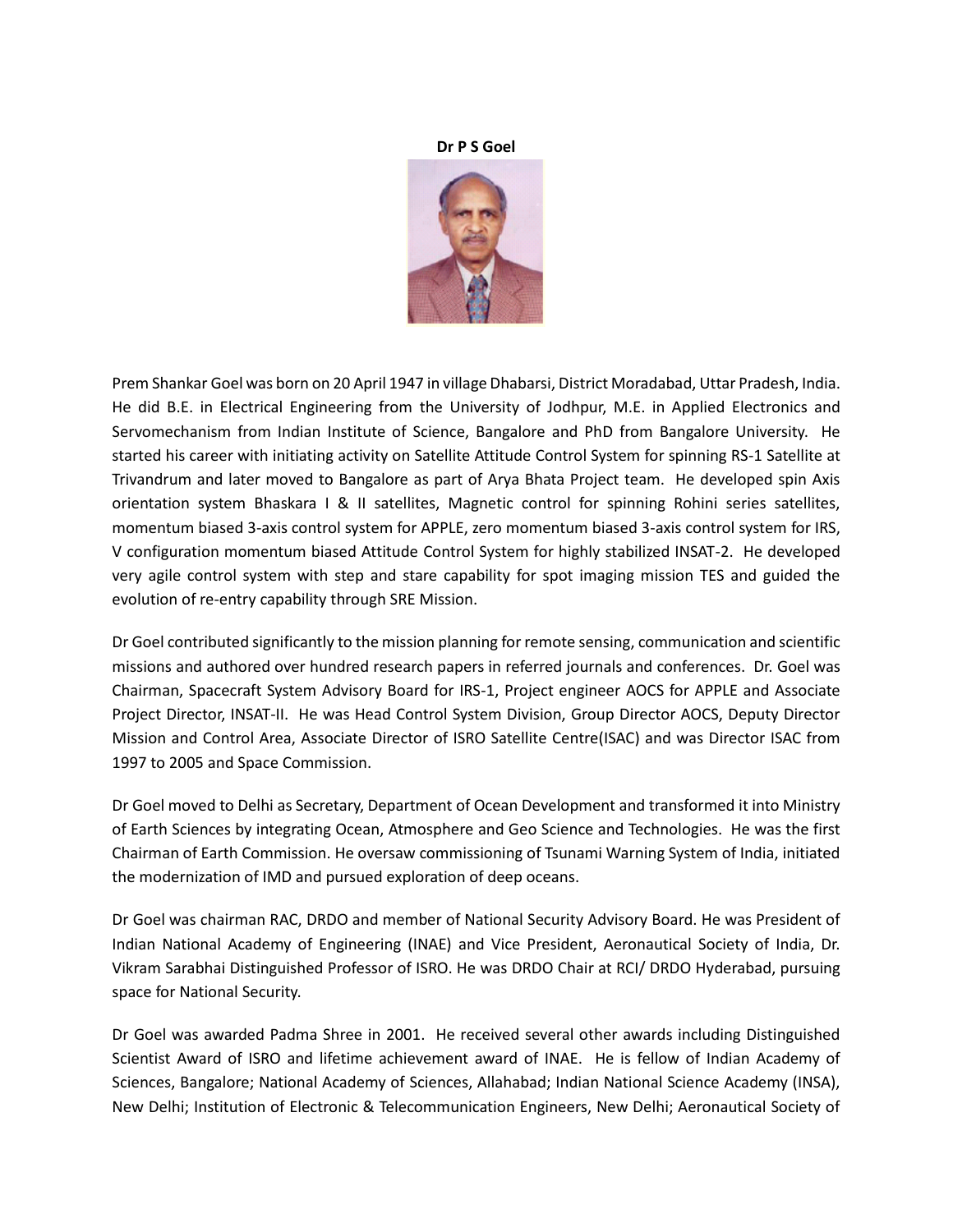**Dr P S Goel**

Prem Shankar Goel was born on 20 April 1947 in village Dhabarsi, District Moradabad, Uttar Pradesh, India. He did B.E. in Electrical Engineering from the University of Jodhpur, M.E. in Applied Electronics and Servomechanism from Indian Institute of Science, Bangalore and PhD from Bangalore University. He started his career with initiating activity on Satellite Attitude Control System for spinning RS-1 Satellite at Trivandrum and later moved to Bangalore as part of Arya Bhata Project team. He developed spin Axis orientation system Bhaskara I & II satellites, Magnetic control for spinning Rohini series satellites, momentum biased 3-axis control system for APPLE, zero momentum biased 3-axis control system for IRS, V configuration momentum biased Attitude Control System for highly stabilized INSAT-2. He developed very agile control system with step and stare capability for spot imaging mission TES and guided the evolution of re-entry capability through SRE Mission.

Dr Goel contributed significantly to the mission planning for remote sensing, communication and scientific missions and authored over hundred research papers in referred journals and conferences. Dr. Goel was Chairman, Spacecraft System Advisory Board for IRS-1, Project engineer AOCS for APPLE and Associate Project Director, INSAT-II. He was Head Control System Division, Group Director AOCS, Deputy Director Mission and Control Area, Associate Director of ISRO Satellite Centre(ISAC) and was Director ISAC from 1997 to 2005 and Space Commission.

Dr Goel moved to Delhi as Secretary, Department of Ocean Development and transformed it into Ministry of Earth Sciences by integrating Ocean, Atmosphere and Geo Science and Technologies. He was the first Chairman of Earth Commission. He oversaw commissioning of Tsunami Warning System of India, initiated the modernization of IMD and pursued exploration of deep oceans.

Dr Goel was chairman RAC, DRDO and member of National Security Advisory Board. He was President of Indian National Academy of Engineering (INAE) and Vice President, Aeronautical Society of India, Dr. Vikram Sarabhai Distinguished Professor of ISRO. He was DRDO Chair at RCI/ DRDO Hyderabad, pursuing space for National Security.

Dr Goel was awarded Padma Shree in 2001. He received several other awards including Distinguished Scientist Award of ISRO and lifetime achievement award of INAE. He is fellow of Indian Academy of Sciences, Bangalore; National Academy of Sciences, Allahabad; Indian National Science Academy (INSA), New Delhi; Institution of Electronic & Telecommunication Engineers, New Delhi; Aeronautical Society of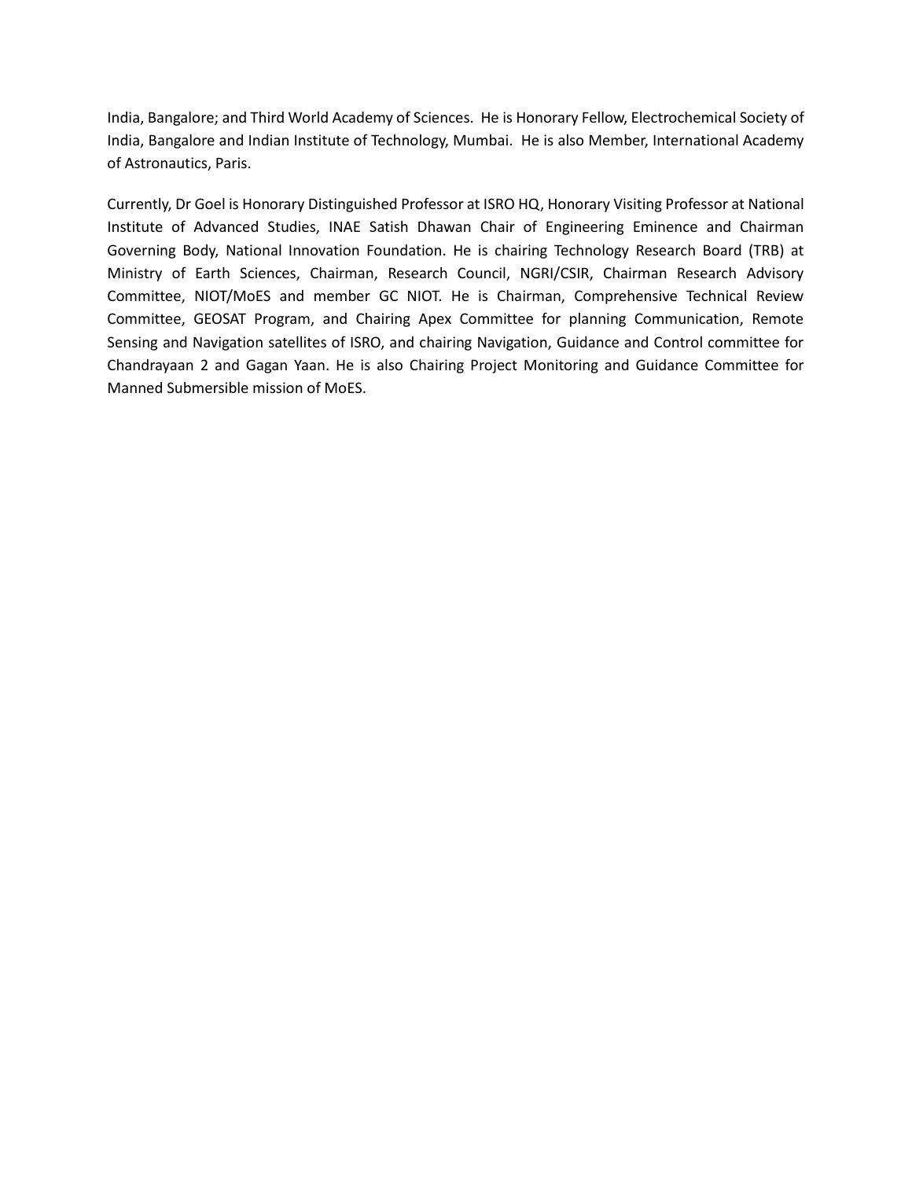India, Bangalore; and Third World Academy of Sciences. He is Honorary Fellow, Electrochemical Society of India, Bangalore and Indian Institute of Technology, Mumbai. He is also Member, International Academy of Astronautics, Paris.

Currently, Dr Goel is Honorary Distinguished Professor at ISRO HQ, Honorary Visiting Professor at National Institute of Advanced Studies, INAE Satish Dhawan Chair of Engineering Eminence and Chairman Governing Body, National Innovation Foundation. He is chairing Technology Research Board (TRB) at Ministry of Earth Sciences, Chairman, Research Council, NGRI/CSIR, Chairman Research Advisory Committee, NIOT/MoES and member GC NIOT. He is Chairman, Comprehensive Technical Review Committee, GEOSAT Program, and Chairing Apex Committee for planning Communication, Remote Sensing and Navigation satellites of ISRO, and chairing Navigation, Guidance and Control committee for Chandrayaan 2 and Gagan Yaan. He is also Chairing Project Monitoring and Guidance Committee for Manned Submersible mission of MoES.